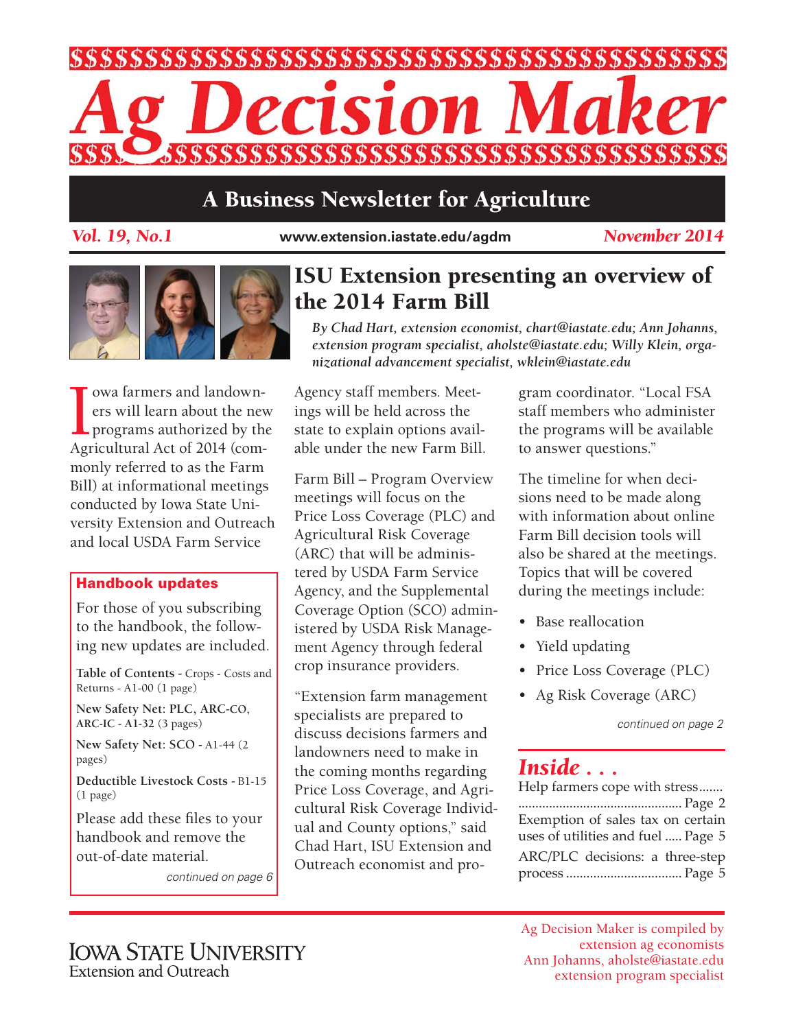# Ag Decision Maker

## A Business Newsletter for Agriculture

*Vol. 19, No.1* — www.extension.iastate.edu/agdm — *November 2014*

## ISU Extension presenting an overview of the 2014 Farm Bill

*By Chad Hart, extension economist, chart@iastate.edu; Ann Johanns, extension program specialist, aholste@iastate.edu; Willy Klein, organizational advancement specialist, wklein@iastate.edu*

Iowa farmers and landowners will learn about the new programs authorized by the Agricultural Act of 2014 (commonly referred to as the Farm Bill) at informational meetings conducted by Iowa State University Extension and Outreach and local USDA Farm Service Agency staff members. Meetings will be held across the state to explain options available under the new Farm Bill.

Farm Bill – Program Overview meetings will focus on the Price Loss Coverage (PLC) and Agricultural Risk Coverage (ARC) that will be administered by USDA Farm Service Agency, and the Supplemental Coverage Option (SCO) administered by USDA Risk Management Agency through federal crop insurance providers.

"Extension farm management specialists are prepared to discuss decisions farmers and landowners need to make in the coming months regarding Price Loss Coverage, and Agricultural Risk Coverage Individual and County options," said Chad Hart, ISU Extension and Outreach economist and program coordinator. "Local FSA staff members who administer the programs will be available to answer questions."

The timeline for when decisions need to be made along with information about online Farm Bill decision tools will also be shared at the meetings. Topics that will be covered during the meetings include:

- Base reallocation
- Yield updating
- Price Loss Coverage (PLC)
- Ag Risk Coverage (ARC)

*continued on page 2*

### Handbook updates

For those of you subscribing to the handbook, the following new updates are included.

**Table of Contents -** Crops - Costs and Returns - A1-00 (1 page)

**New Safety Net: PLC, ARC-CO, ARC-IC - A1-32** (3 pages)

**New Safety Net: SCO -** A1-44 (2 pages)

**Deductible Livestock Costs -** B1-15 (1 page)

Please add these files to your handbook and remove the out-of-date material.

*continued on page 6*

### *Inside . . .*

Help farmers cope with stress ....... Page 2

Exemption of sales tax on certain uses of utilities and fuel ..... Page 5

ARC/PLC decisions: a three-step process ..... Page 5

Iowa State University Extension and Outreach

Ag Decision Maker is compiled by extension ag economists
Ann Johanns, aholste@iastate.edu
extension program specialist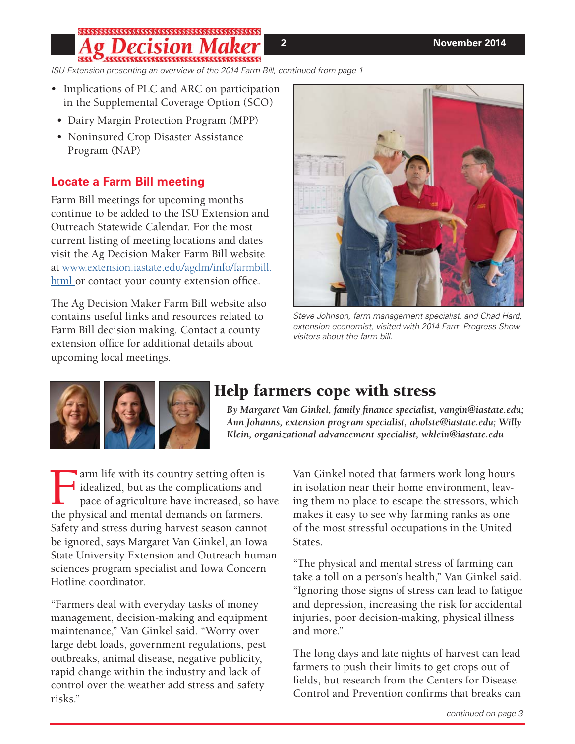*ISU Extension presenting an overview of the 2014 Farm Bill, continued from page 1*

- Implications of PLC and ARC on participation in the Supplemental Coverage Option (SCO)
- Dairy Margin Protection Program (MPP)
- Noninsured Crop Disaster Assistance Program (NAP)

### Locate a Farm Bill meeting

Farm Bill meetings for upcoming months continue to be added to the ISU Extension and Outreach Statewide Calendar. For the most current listing of meeting locations and dates visit the Ag Decision Maker Farm Bill website at www.extension.iastate.edu/agdm/info/farmbill.html or contact your county extension office.

The Ag Decision Maker Farm Bill website also contains useful links and resources related to Farm Bill decision making. Contact a county extension office for additional details about upcoming local meetings.

*Steve Johnson, farm management specialist, and Chad Hard, extension economist, visited with 2014 Farm Progress Show visitors about the farm bill.*

## Help farmers cope with stress

***By Margaret Van Ginkel, family finance specialist, vangin@iastate.edu; Ann Johanns, extension program specialist, aholste@iastate.edu; Willy Klein, organizational advancement specialist, wklein@iastate.edu***

Farm life with its country setting often is idealized, but as the complications and pace of agriculture have increased, so have the physical and mental demands on farmers. Safety and stress during harvest season cannot be ignored, says Margaret Van Ginkel, an Iowa State University Extension and Outreach human sciences program specialist and Iowa Concern Hotline coordinator.

"Farmers deal with everyday tasks of money management, decision-making and equipment maintenance," Van Ginkel said. "Worry over large debt loads, government regulations, pest outbreaks, animal disease, negative publicity, rapid change within the industry and lack of control over the weather add stress and safety risks."

Van Ginkel noted that farmers work long hours in isolation near their home environment, leaving them no place to escape the stressors, which makes it easy to see why farming ranks as one of the most stressful occupations in the United States.

"The physical and mental stress of farming can take a toll on a person's health," Van Ginkel said. "Ignoring those signs of stress can lead to fatigue and depression, increasing the risk for accidental injuries, poor decision-making, physical illness and more."

The long days and late nights of harvest can lead farmers to push their limits to get crops out of fields, but research from the Centers for Disease Control and Prevention confirms that breaks can

*continued on page 3*